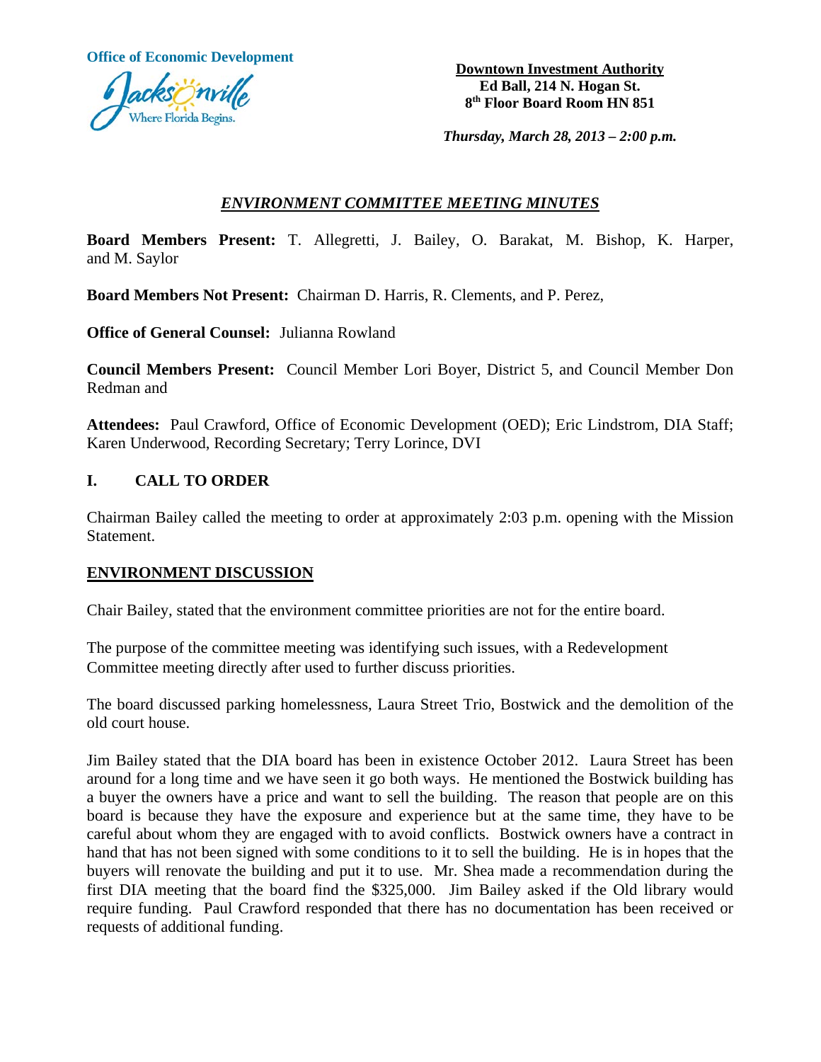Office of Economic Development

Jacksonville
Where Florida Begins.

**Downtown Investment Authority**
**Ed Ball, 214 N. Hogan St.**
**8th Floor Board Room HN 851**

***Thursday, March 28, 2013 – 2:00 p.m.***

## *ENVIRONMENT COMMITTEE MEETING MINUTES*

**Board Members Present:** T. Allegretti, J. Bailey, O. Barakat, M. Bishop, K. Harper, and M. Saylor

**Board Members Not Present:** Chairman D. Harris, R. Clements, and P. Perez,

**Office of General Counsel:** Julianna Rowland

**Council Members Present:** Council Member Lori Boyer, District 5, and Council Member Don Redman and

**Attendees:** Paul Crawford, Office of Economic Development (OED); Eric Lindstrom, DIA Staff; Karen Underwood, Recording Secretary; Terry Lorince, DVI

## I. CALL TO ORDER

Chairman Bailey called the meeting to order at approximately 2:03 p.m. opening with the Mission Statement.

## ENVIRONMENT DISCUSSION

Chair Bailey, stated that the environment committee priorities are not for the entire board.

The purpose of the committee meeting was identifying such issues, with a Redevelopment Committee meeting directly after used to further discuss priorities.

The board discussed parking homelessness, Laura Street Trio, Bostwick and the demolition of the old court house.

Jim Bailey stated that the DIA board has been in existence October 2012. Laura Street has been around for a long time and we have seen it go both ways. He mentioned the Bostwick building has a buyer the owners have a price and want to sell the building. The reason that people are on this board is because they have the exposure and experience but at the same time, they have to be careful about whom they are engaged with to avoid conflicts. Bostwick owners have a contract in hand that has not been signed with some conditions to it to sell the building. He is in hopes that the buyers will renovate the building and put it to use. Mr. Shea made a recommendation during the first DIA meeting that the board find the $325,000. Jim Bailey asked if the Old library would require funding. Paul Crawford responded that there has no documentation has been received or requests of additional funding.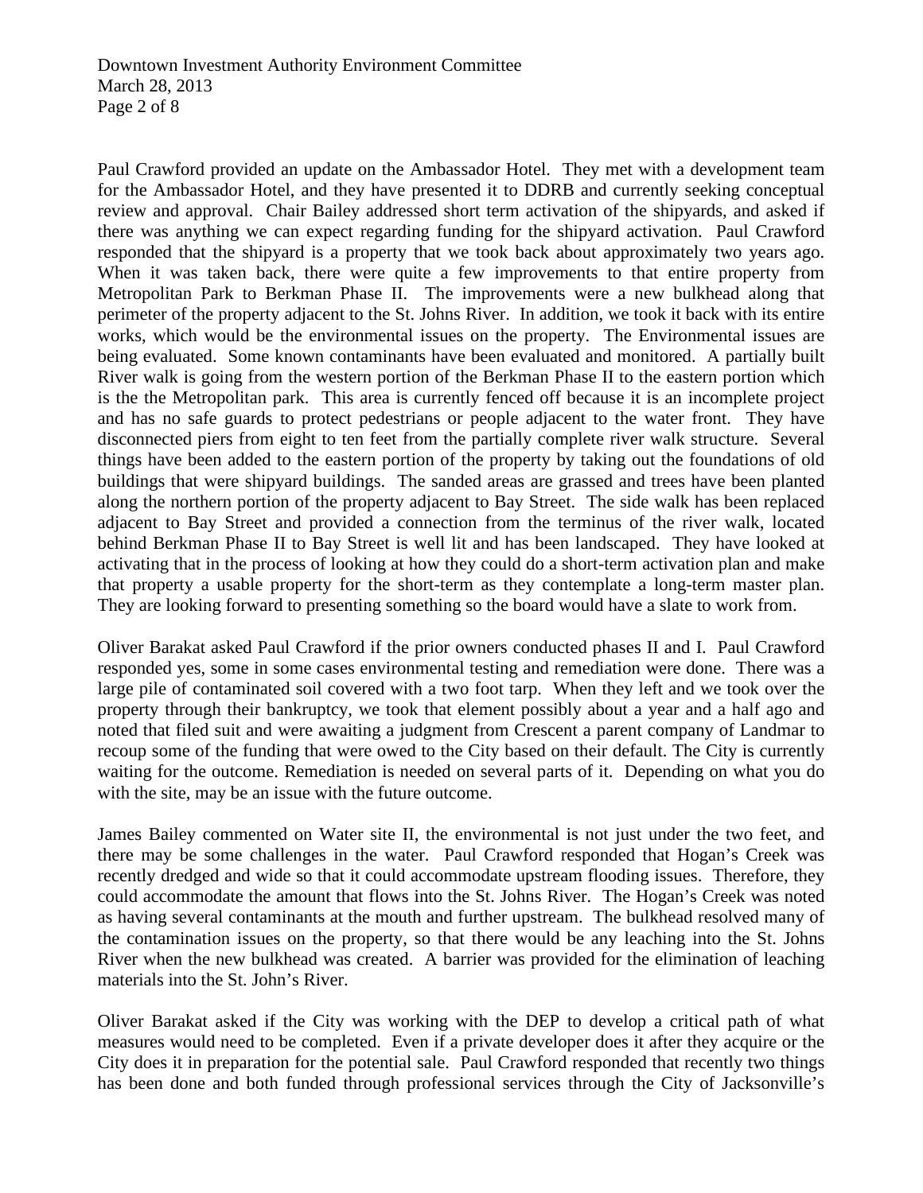Paul Crawford provided an update on the Ambassador Hotel. They met with a development team for the Ambassador Hotel, and they have presented it to DDRB and currently seeking conceptual review and approval. Chair Bailey addressed short term activation of the shipyards, and asked if there was anything we can expect regarding funding for the shipyard activation. Paul Crawford responded that the shipyard is a property that we took back about approximately two years ago. When it was taken back, there were quite a few improvements to that entire property from Metropolitan Park to Berkman Phase II. The improvements were a new bulkhead along that perimeter of the property adjacent to the St. Johns River. In addition, we took it back with its entire works, which would be the environmental issues on the property. The Environmental issues are being evaluated. Some known contaminants have been evaluated and monitored. A partially built River walk is going from the western portion of the Berkman Phase II to the eastern portion which is the the Metropolitan park. This area is currently fenced off because it is an incomplete project and has no safe guards to protect pedestrians or people adjacent to the water front. They have disconnected piers from eight to ten feet from the partially complete river walk structure. Several things have been added to the eastern portion of the property by taking out the foundations of old buildings that were shipyard buildings. The sanded areas are grassed and trees have been planted along the northern portion of the property adjacent to Bay Street. The side walk has been replaced adjacent to Bay Street and provided a connection from the terminus of the river walk, located behind Berkman Phase II to Bay Street is well lit and has been landscaped. They have looked at activating that in the process of looking at how they could do a short-term activation plan and make that property a usable property for the short-term as they contemplate a long-term master plan. They are looking forward to presenting something so the board would have a slate to work from.

Oliver Barakat asked Paul Crawford if the prior owners conducted phases II and I. Paul Crawford responded yes, some in some cases environmental testing and remediation were done. There was a large pile of contaminated soil covered with a two foot tarp. When they left and we took over the property through their bankruptcy, we took that element possibly about a year and a half ago and noted that filed suit and were awaiting a judgment from Crescent a parent company of Landmar to recoup some of the funding that were owed to the City based on their default. The City is currently waiting for the outcome. Remediation is needed on several parts of it. Depending on what you do with the site, may be an issue with the future outcome.

James Bailey commented on Water site II, the environmental is not just under the two feet, and there may be some challenges in the water. Paul Crawford responded that Hogan's Creek was recently dredged and wide so that it could accommodate upstream flooding issues. Therefore, they could accommodate the amount that flows into the St. Johns River. The Hogan's Creek was noted as having several contaminants at the mouth and further upstream. The bulkhead resolved many of the contamination issues on the property, so that there would be any leaching into the St. Johns River when the new bulkhead was created. A barrier was provided for the elimination of leaching materials into the St. John's River.

Oliver Barakat asked if the City was working with the DEP to develop a critical path of what measures would need to be completed. Even if a private developer does it after they acquire or the City does it in preparation for the potential sale. Paul Crawford responded that recently two things has been done and both funded through professional services through the City of Jacksonville's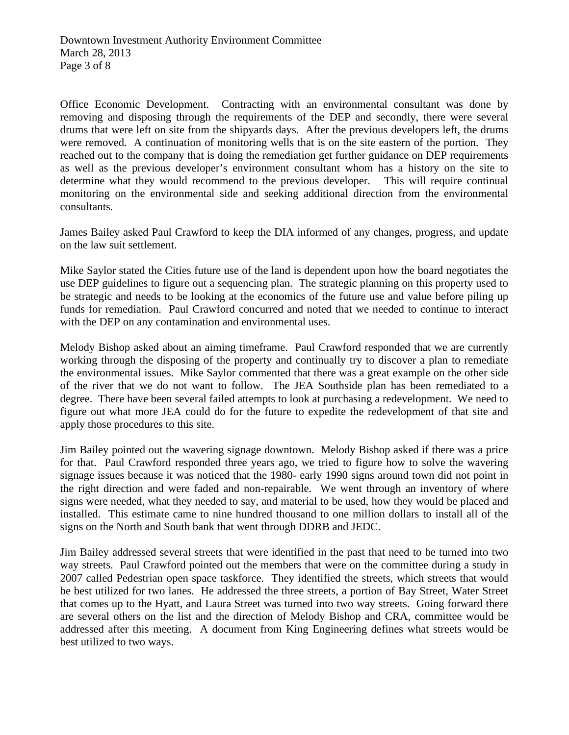Office Economic Development. Contracting with an environmental consultant was done by removing and disposing through the requirements of the DEP and secondly, there were several drums that were left on site from the shipyards days. After the previous developers left, the drums were removed. A continuation of monitoring wells that is on the site eastern of the portion. They reached out to the company that is doing the remediation get further guidance on DEP requirements as well as the previous developer's environment consultant whom has a history on the site to determine what they would recommend to the previous developer. This will require continual monitoring on the environmental side and seeking additional direction from the environmental consultants.

James Bailey asked Paul Crawford to keep the DIA informed of any changes, progress, and update on the law suit settlement.

Mike Saylor stated the Cities future use of the land is dependent upon how the board negotiates the use DEP guidelines to figure out a sequencing plan. The strategic planning on this property used to be strategic and needs to be looking at the economics of the future use and value before piling up funds for remediation. Paul Crawford concurred and noted that we needed to continue to interact with the DEP on any contamination and environmental uses.

Melody Bishop asked about an aiming timeframe. Paul Crawford responded that we are currently working through the disposing of the property and continually try to discover a plan to remediate the environmental issues. Mike Saylor commented that there was a great example on the other side of the river that we do not want to follow. The JEA Southside plan has been remediated to a degree. There have been several failed attempts to look at purchasing a redevelopment. We need to figure out what more JEA could do for the future to expedite the redevelopment of that site and apply those procedures to this site.

Jim Bailey pointed out the wavering signage downtown. Melody Bishop asked if there was a price for that. Paul Crawford responded three years ago, we tried to figure how to solve the wavering signage issues because it was noticed that the 1980- early 1990 signs around town did not point in the right direction and were faded and non-repairable. We went through an inventory of where signs were needed, what they needed to say, and material to be used, how they would be placed and installed. This estimate came to nine hundred thousand to one million dollars to install all of the signs on the North and South bank that went through DDRB and JEDC.

Jim Bailey addressed several streets that were identified in the past that need to be turned into two way streets. Paul Crawford pointed out the members that were on the committee during a study in 2007 called Pedestrian open space taskforce. They identified the streets, which streets that would be best utilized for two lanes. He addressed the three streets, a portion of Bay Street, Water Street that comes up to the Hyatt, and Laura Street was turned into two way streets. Going forward there are several others on the list and the direction of Melody Bishop and CRA, committee would be addressed after this meeting. A document from King Engineering defines what streets would be best utilized to two ways.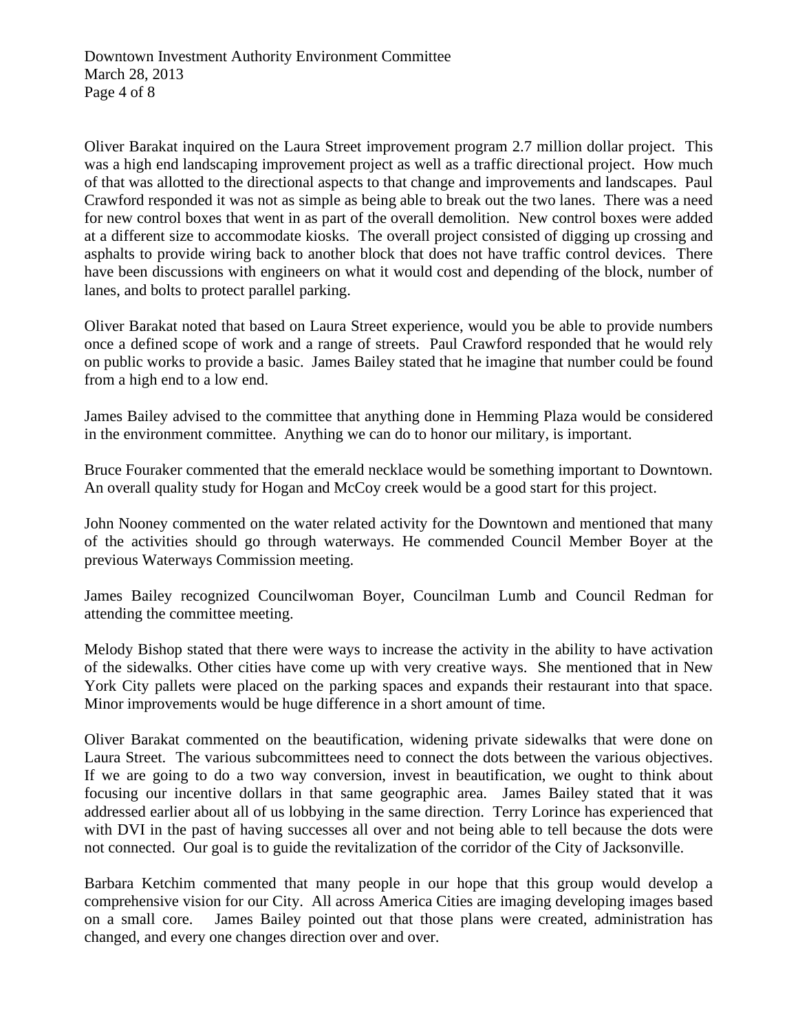Oliver Barakat inquired on the Laura Street improvement program 2.7 million dollar project. This was a high end landscaping improvement project as well as a traffic directional project. How much of that was allotted to the directional aspects to that change and improvements and landscapes. Paul Crawford responded it was not as simple as being able to break out the two lanes. There was a need for new control boxes that went in as part of the overall demolition. New control boxes were added at a different size to accommodate kiosks. The overall project consisted of digging up crossing and asphalts to provide wiring back to another block that does not have traffic control devices. There have been discussions with engineers on what it would cost and depending of the block, number of lanes, and bolts to protect parallel parking.

Oliver Barakat noted that based on Laura Street experience, would you be able to provide numbers once a defined scope of work and a range of streets. Paul Crawford responded that he would rely on public works to provide a basic. James Bailey stated that he imagine that number could be found from a high end to a low end.

James Bailey advised to the committee that anything done in Hemming Plaza would be considered in the environment committee. Anything we can do to honor our military, is important.

Bruce Fouraker commented that the emerald necklace would be something important to Downtown. An overall quality study for Hogan and McCoy creek would be a good start for this project.

John Nooney commented on the water related activity for the Downtown and mentioned that many of the activities should go through waterways. He commended Council Member Boyer at the previous Waterways Commission meeting.

James Bailey recognized Councilwoman Boyer, Councilman Lumb and Council Redman for attending the committee meeting.

Melody Bishop stated that there were ways to increase the activity in the ability to have activation of the sidewalks. Other cities have come up with very creative ways. She mentioned that in New York City pallets were placed on the parking spaces and expands their restaurant into that space. Minor improvements would be huge difference in a short amount of time.

Oliver Barakat commented on the beautification, widening private sidewalks that were done on Laura Street. The various subcommittees need to connect the dots between the various objectives. If we are going to do a two way conversion, invest in beautification, we ought to think about focusing our incentive dollars in that same geographic area. James Bailey stated that it was addressed earlier about all of us lobbying in the same direction. Terry Lorince has experienced that with DVI in the past of having successes all over and not being able to tell because the dots were not connected. Our goal is to guide the revitalization of the corridor of the City of Jacksonville.

Barbara Ketchim commented that many people in our hope that this group would develop a comprehensive vision for our City. All across America Cities are imaging developing images based on a small core. James Bailey pointed out that those plans were created, administration has changed, and every one changes direction over and over.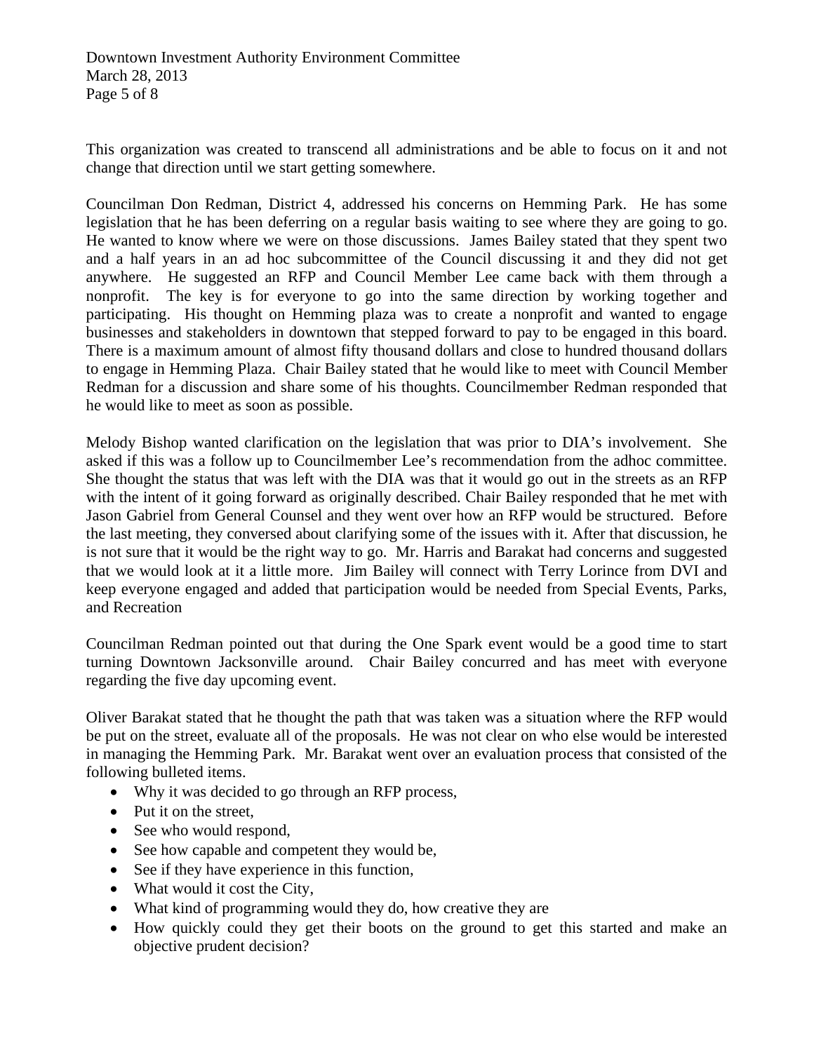This organization was created to transcend all administrations and be able to focus on it and not change that direction until we start getting somewhere.

Councilman Don Redman, District 4, addressed his concerns on Hemming Park. He has some legislation that he has been deferring on a regular basis waiting to see where they are going to go. He wanted to know where we were on those discussions. James Bailey stated that they spent two and a half years in an ad hoc subcommittee of the Council discussing it and they did not get anywhere. He suggested an RFP and Council Member Lee came back with them through a nonprofit. The key is for everyone to go into the same direction by working together and participating. His thought on Hemming plaza was to create a nonprofit and wanted to engage businesses and stakeholders in downtown that stepped forward to pay to be engaged in this board. There is a maximum amount of almost fifty thousand dollars and close to hundred thousand dollars to engage in Hemming Plaza. Chair Bailey stated that he would like to meet with Council Member Redman for a discussion and share some of his thoughts. Councilmember Redman responded that he would like to meet as soon as possible.

Melody Bishop wanted clarification on the legislation that was prior to DIA's involvement. She asked if this was a follow up to Councilmember Lee's recommendation from the adhoc committee. She thought the status that was left with the DIA was that it would go out in the streets as an RFP with the intent of it going forward as originally described. Chair Bailey responded that he met with Jason Gabriel from General Counsel and they went over how an RFP would be structured. Before the last meeting, they conversed about clarifying some of the issues with it. After that discussion, he is not sure that it would be the right way to go. Mr. Harris and Barakat had concerns and suggested that we would look at it a little more. Jim Bailey will connect with Terry Lorince from DVI and keep everyone engaged and added that participation would be needed from Special Events, Parks, and Recreation

Councilman Redman pointed out that during the One Spark event would be a good time to start turning Downtown Jacksonville around. Chair Bailey concurred and has meet with everyone regarding the five day upcoming event.

Oliver Barakat stated that he thought the path that was taken was a situation where the RFP would be put on the street, evaluate all of the proposals. He was not clear on who else would be interested in managing the Hemming Park. Mr. Barakat went over an evaluation process that consisted of the following bulleted items.

- Why it was decided to go through an RFP process,
- Put it on the street,
- See who would respond,
- See how capable and competent they would be,
- See if they have experience in this function,
- What would it cost the City,
- What kind of programming would they do, how creative they are
- How quickly could they get their boots on the ground to get this started and make an objective prudent decision?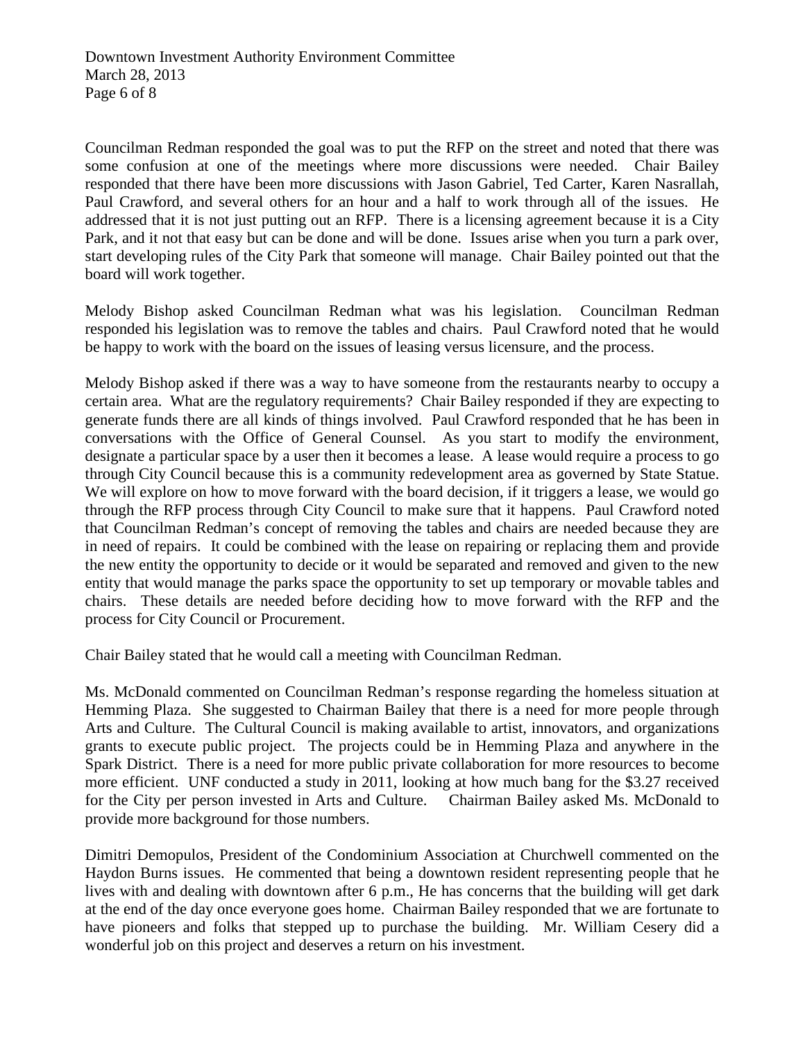Councilman Redman responded the goal was to put the RFP on the street and noted that there was some confusion at one of the meetings where more discussions were needed. Chair Bailey responded that there have been more discussions with Jason Gabriel, Ted Carter, Karen Nasrallah, Paul Crawford, and several others for an hour and a half to work through all of the issues. He addressed that it is not just putting out an RFP. There is a licensing agreement because it is a City Park, and it not that easy but can be done and will be done. Issues arise when you turn a park over, start developing rules of the City Park that someone will manage. Chair Bailey pointed out that the board will work together.

Melody Bishop asked Councilman Redman what was his legislation. Councilman Redman responded his legislation was to remove the tables and chairs. Paul Crawford noted that he would be happy to work with the board on the issues of leasing versus licensure, and the process.

Melody Bishop asked if there was a way to have someone from the restaurants nearby to occupy a certain area. What are the regulatory requirements? Chair Bailey responded if they are expecting to generate funds there are all kinds of things involved. Paul Crawford responded that he has been in conversations with the Office of General Counsel. As you start to modify the environment, designate a particular space by a user then it becomes a lease. A lease would require a process to go through City Council because this is a community redevelopment area as governed by State Statue. We will explore on how to move forward with the board decision, if it triggers a lease, we would go through the RFP process through City Council to make sure that it happens. Paul Crawford noted that Councilman Redman's concept of removing the tables and chairs are needed because they are in need of repairs. It could be combined with the lease on repairing or replacing them and provide the new entity the opportunity to decide or it would be separated and removed and given to the new entity that would manage the parks space the opportunity to set up temporary or movable tables and chairs. These details are needed before deciding how to move forward with the RFP and the process for City Council or Procurement.

Chair Bailey stated that he would call a meeting with Councilman Redman.

Ms. McDonald commented on Councilman Redman's response regarding the homeless situation at Hemming Plaza. She suggested to Chairman Bailey that there is a need for more people through Arts and Culture. The Cultural Council is making available to artist, innovators, and organizations grants to execute public project. The projects could be in Hemming Plaza and anywhere in the Spark District. There is a need for more public private collaboration for more resources to become more efficient. UNF conducted a study in 2011, looking at how much bang for the $3.27 received for the City per person invested in Arts and Culture. Chairman Bailey asked Ms. McDonald to provide more background for those numbers.

Dimitri Demopulos, President of the Condominium Association at Churchwell commented on the Haydon Burns issues. He commented that being a downtown resident representing people that he lives with and dealing with downtown after 6 p.m., He has concerns that the building will get dark at the end of the day once everyone goes home. Chairman Bailey responded that we are fortunate to have pioneers and folks that stepped up to purchase the building. Mr. William Cesery did a wonderful job on this project and deserves a return on his investment.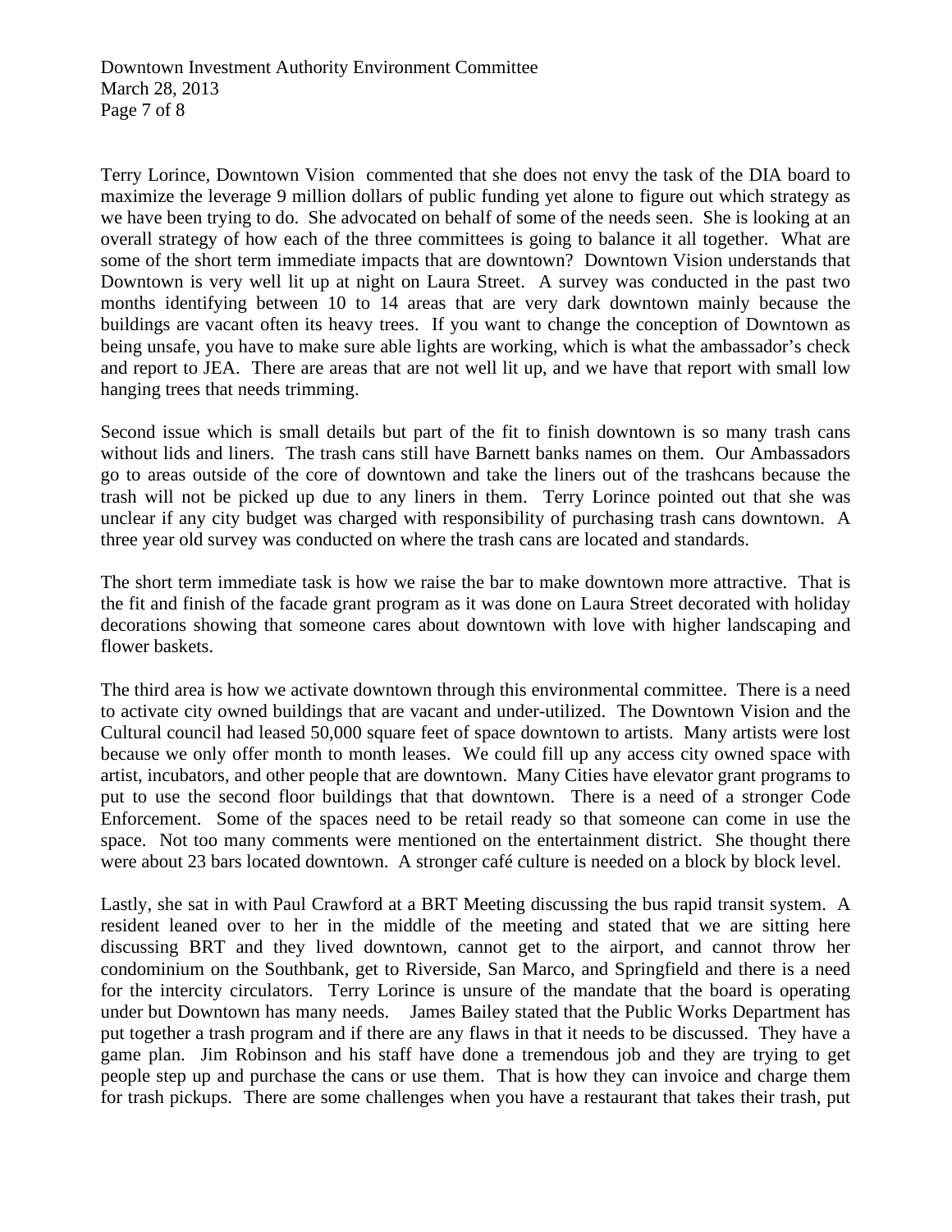Terry Lorince, Downtown Vision commented that she does not envy the task of the DIA board to maximize the leverage 9 million dollars of public funding yet alone to figure out which strategy as we have been trying to do. She advocated on behalf of some of the needs seen. She is looking at an overall strategy of how each of the three committees is going to balance it all together. What are some of the short term immediate impacts that are downtown? Downtown Vision understands that Downtown is very well lit up at night on Laura Street. A survey was conducted in the past two months identifying between 10 to 14 areas that are very dark downtown mainly because the buildings are vacant often its heavy trees. If you want to change the conception of Downtown as being unsafe, you have to make sure able lights are working, which is what the ambassador's check and report to JEA. There are areas that are not well lit up, and we have that report with small low hanging trees that needs trimming.

Second issue which is small details but part of the fit to finish downtown is so many trash cans without lids and liners. The trash cans still have Barnett banks names on them. Our Ambassadors go to areas outside of the core of downtown and take the liners out of the trashcans because the trash will not be picked up due to any liners in them. Terry Lorince pointed out that she was unclear if any city budget was charged with responsibility of purchasing trash cans downtown. A three year old survey was conducted on where the trash cans are located and standards.

The short term immediate task is how we raise the bar to make downtown more attractive. That is the fit and finish of the facade grant program as it was done on Laura Street decorated with holiday decorations showing that someone cares about downtown with love with higher landscaping and flower baskets.

The third area is how we activate downtown through this environmental committee. There is a need to activate city owned buildings that are vacant and under-utilized. The Downtown Vision and the Cultural council had leased 50,000 square feet of space downtown to artists. Many artists were lost because we only offer month to month leases. We could fill up any access city owned space with artist, incubators, and other people that are downtown. Many Cities have elevator grant programs to put to use the second floor buildings that that downtown. There is a need of a stronger Code Enforcement. Some of the spaces need to be retail ready so that someone can come in use the space. Not too many comments were mentioned on the entertainment district. She thought there were about 23 bars located downtown. A stronger café culture is needed on a block by block level.

Lastly, she sat in with Paul Crawford at a BRT Meeting discussing the bus rapid transit system. A resident leaned over to her in the middle of the meeting and stated that we are sitting here discussing BRT and they lived downtown, cannot get to the airport, and cannot throw her condominium on the Southbank, get to Riverside, San Marco, and Springfield and there is a need for the intercity circulators. Terry Lorince is unsure of the mandate that the board is operating under but Downtown has many needs. James Bailey stated that the Public Works Department has put together a trash program and if there are any flaws in that it needs to be discussed. They have a game plan. Jim Robinson and his staff have done a tremendous job and they are trying to get people step up and purchase the cans or use them. That is how they can invoice and charge them for trash pickups. There are some challenges when you have a restaurant that takes their trash, put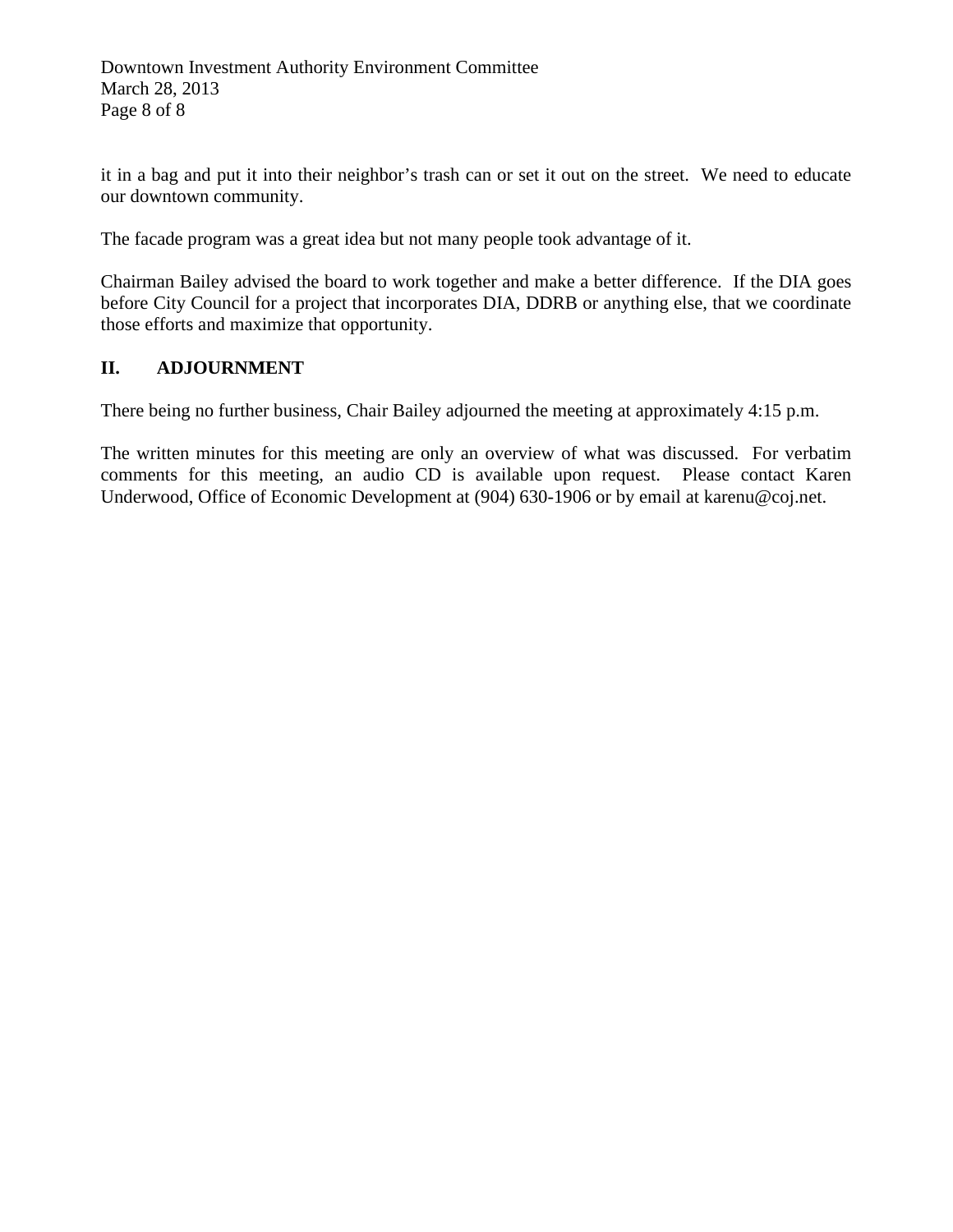it in a bag and put it into their neighbor's trash can or set it out on the street. We need to educate our downtown community.

The facade program was a great idea but not many people took advantage of it.

Chairman Bailey advised the board to work together and make a better difference. If the DIA goes before City Council for a project that incorporates DIA, DDRB or anything else, that we coordinate those efforts and maximize that opportunity.

## II. ADJOURNMENT

There being no further business, Chair Bailey adjourned the meeting at approximately 4:15 p.m.

The written minutes for this meeting are only an overview of what was discussed. For verbatim comments for this meeting, an audio CD is available upon request. Please contact Karen Underwood, Office of Economic Development at (904) 630-1906 or by email at karenu@coj.net.